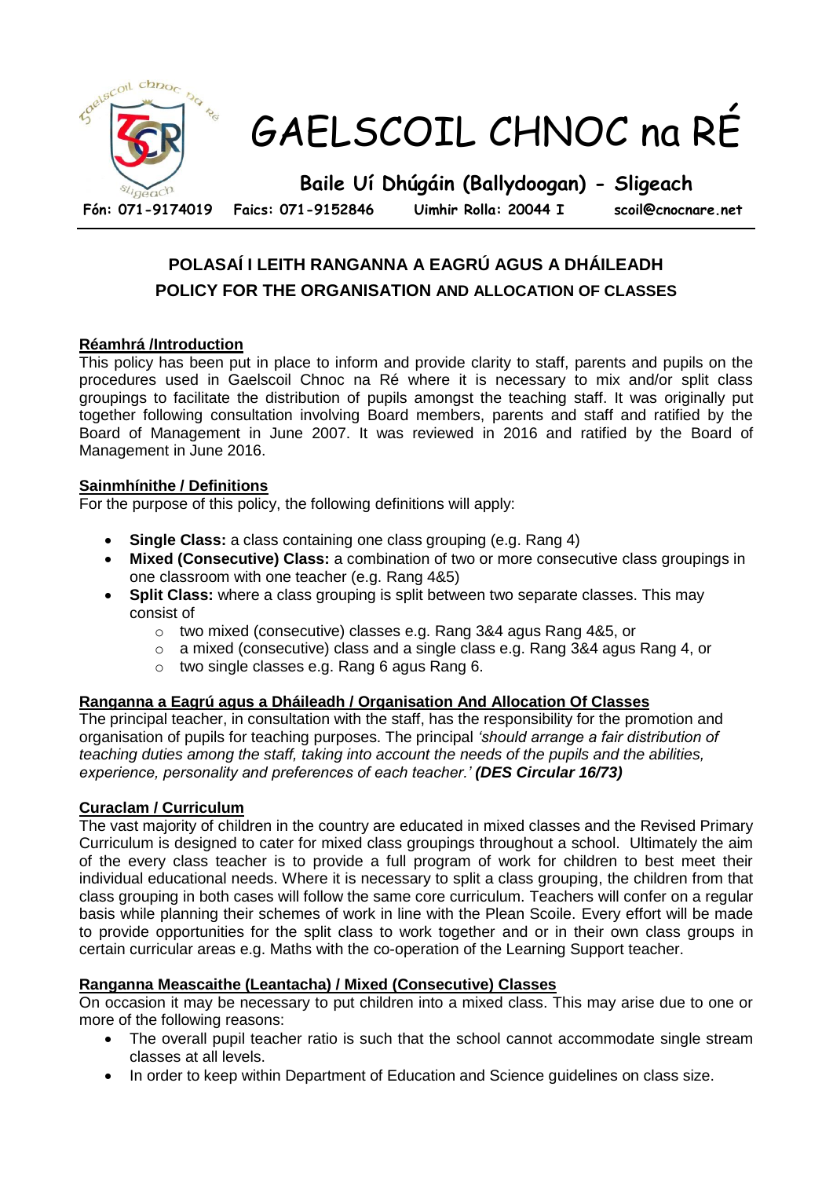# GAELSCOIL CHNOC na RÉ

**Baile Uí Dhúgáin (Ballydoogan) - Sligeach**

**Fón: 071-9174019 Faics: 071-9152846 Uimhir Rolla: 20044 I scoil@cnocnare.net**

## POLASAÍ I LEITH RANGANNA A EAGRÚ AGUS A DHÁILEADH
## POLICY FOR THE ORGANISATION AND ALLOCATION OF CLASSES

### Réamhrá /Introduction

This policy has been put in place to inform and provide clarity to staff, parents and pupils on the procedures used in Gaelscoil Chnoc na Ré where it is necessary to mix and/or split class groupings to facilitate the distribution of pupils amongst the teaching staff. It was originally put together following consultation involving Board members, parents and staff and ratified by the Board of Management in June 2007. It was reviewed in 2016 and ratified by the Board of Management in June 2016.

### Sainmhínithe / Definitions

For the purpose of this policy, the following definitions will apply:

- **Single Class:** a class containing one class grouping (e.g. Rang 4)
- **Mixed (Consecutive) Class:** a combination of two or more consecutive class groupings in one classroom with one teacher (e.g. Rang 4&5)
- **Split Class:** where a class grouping is split between two separate classes. This may consist of
    - two mixed (consecutive) classes e.g. Rang 3&4 agus Rang 4&5, or
    - a mixed (consecutive) class and a single class e.g. Rang 3&4 agus Rang 4, or
    - two single classes e.g. Rang 6 agus Rang 6.

### Ranganna a Eagrú agus a Dháileadh / Organisation And Allocation Of Classes

The principal teacher, in consultation with the staff, has the responsibility for the promotion and organisation of pupils for teaching purposes. The principal *'should arrange a fair distribution of teaching duties among the staff, taking into account the needs of the pupils and the abilities, experience, personality and preferences of each teacher.'* ***(DES Circular 16/73)***

### Curaclam / Curriculum

The vast majority of children in the country are educated in mixed classes and the Revised Primary Curriculum is designed to cater for mixed class groupings throughout a school. Ultimately the aim of the every class teacher is to provide a full program of work for children to best meet their individual educational needs. Where it is necessary to split a class grouping, the children from that class grouping in both cases will follow the same core curriculum. Teachers will confer on a regular basis while planning their schemes of work in line with the Plean Scoile. Every effort will be made to provide opportunities for the split class to work together and or in their own class groups in certain curricular areas e.g. Maths with the co-operation of the Learning Support teacher.

### Ranganna Meascaithe (Leantacha) / Mixed (Consecutive) Classes

On occasion it may be necessary to put children into a mixed class. This may arise due to one or more of the following reasons:

- The overall pupil teacher ratio is such that the school cannot accommodate single stream classes at all levels.
- In order to keep within Department of Education and Science guidelines on class size.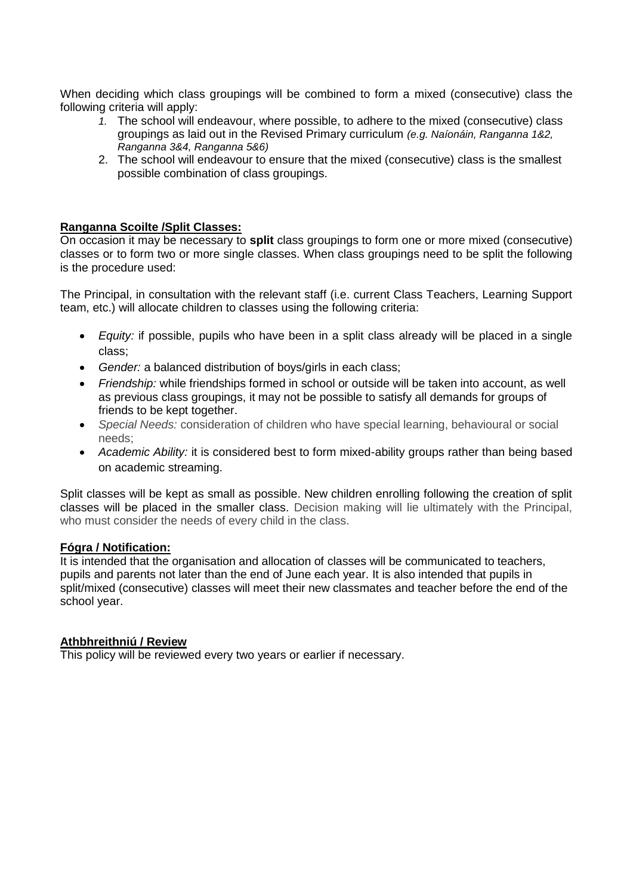When deciding which class groupings will be combined to form a mixed (consecutive) class the following criteria will apply:

1. The school will endeavour, where possible, to adhere to the mixed (consecutive) class groupings as laid out in the Revised Primary curriculum *(e.g. Naíonáin, Ranganna 1&2, Ranganna 3&4, Ranganna 5&6)*
2. The school will endeavour to ensure that the mixed (consecutive) class is the smallest possible combination of class groupings.

## Ranganna Scoilte /Split Classes:

On occasion it may be necessary to **split** class groupings to form one or more mixed (consecutive) classes or to form two or more single classes. When class groupings need to be split the following is the procedure used:

The Principal, in consultation with the relevant staff (i.e. current Class Teachers, Learning Support team, etc.) will allocate children to classes using the following criteria:

- *Equity:* if possible, pupils who have been in a split class already will be placed in a single class;
- *Gender:* a balanced distribution of boys/girls in each class;
- *Friendship:* while friendships formed in school or outside will be taken into account, as well as previous class groupings, it may not be possible to satisfy all demands for groups of friends to be kept together.
- *Special Needs:* consideration of children who have special learning, behavioural or social needs;
- *Academic Ability:* it is considered best to form mixed-ability groups rather than being based on academic streaming.

Split classes will be kept as small as possible. New children enrolling following the creation of split classes will be placed in the smaller class. Decision making will lie ultimately with the Principal, who must consider the needs of every child in the class.

## Fógra / Notification:

It is intended that the organisation and allocation of classes will be communicated to teachers, pupils and parents not later than the end of June each year. It is also intended that pupils in split/mixed (consecutive) classes will meet their new classmates and teacher before the end of the school year.

## Athbhreithniú / Review

This policy will be reviewed every two years or earlier if necessary.